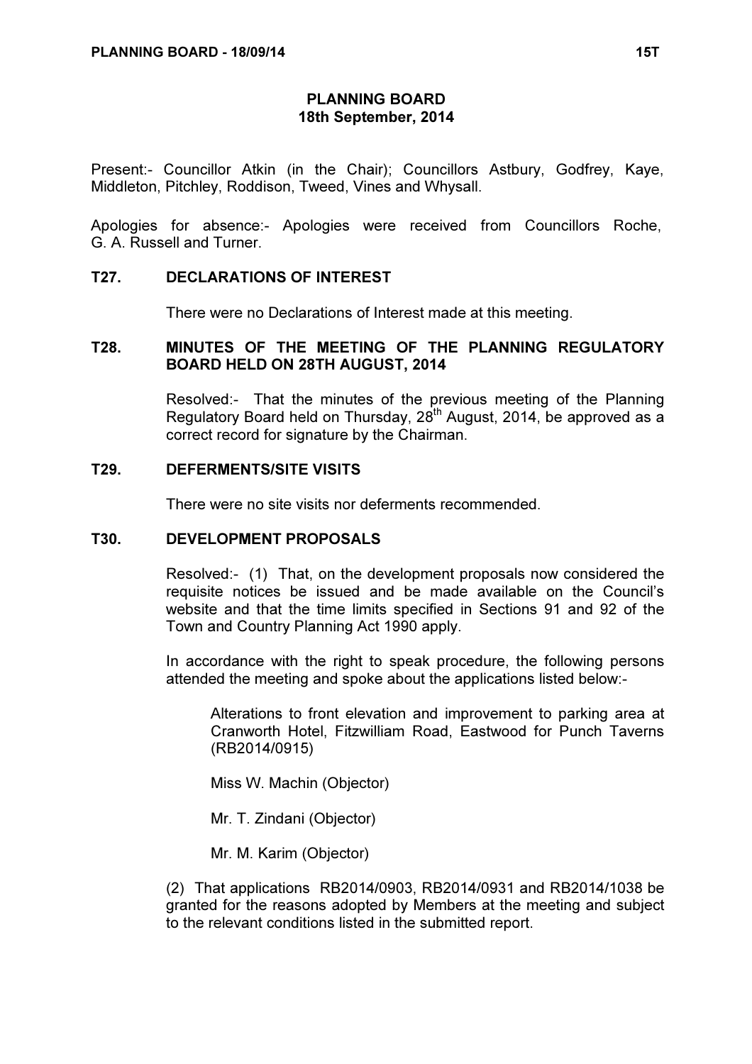# PLANNING BOARD
## 18th September, 2014

Present:- Councillor Atkin (in the Chair); Councillors Astbury, Godfrey, Kaye, Middleton, Pitchley, Roddison, Tweed, Vines and Whysall.

Apologies for absence:- Apologies were received from Councillors Roche, G. A. Russell and Turner.

### T27. DECLARATIONS OF INTEREST

There were no Declarations of Interest made at this meeting.

### T28. MINUTES OF THE MEETING OF THE PLANNING REGULATORY BOARD HELD ON 28TH AUGUST, 2014

Resolved:- That the minutes of the previous meeting of the Planning Regulatory Board held on Thursday, 28th August, 2014, be approved as a correct record for signature by the Chairman.

### T29. DEFERMENTS/SITE VISITS

There were no site visits nor deferments recommended.

### T30. DEVELOPMENT PROPOSALS

Resolved:- (1) That, on the development proposals now considered the requisite notices be issued and be made available on the Council's website and that the time limits specified in Sections 91 and 92 of the Town and Country Planning Act 1990 apply.

In accordance with the right to speak procedure, the following persons attended the meeting and spoke about the applications listed below:-

> Alterations to front elevation and improvement to parking area at Cranworth Hotel, Fitzwilliam Road, Eastwood for Punch Taverns (RB2014/0915)
>
> Miss W. Machin (Objector)
>
> Mr. T. Zindani (Objector)
>
> Mr. M. Karim (Objector)

(2) That applications RB2014/0903, RB2014/0931 and RB2014/1038 be granted for the reasons adopted by Members at the meeting and subject to the relevant conditions listed in the submitted report.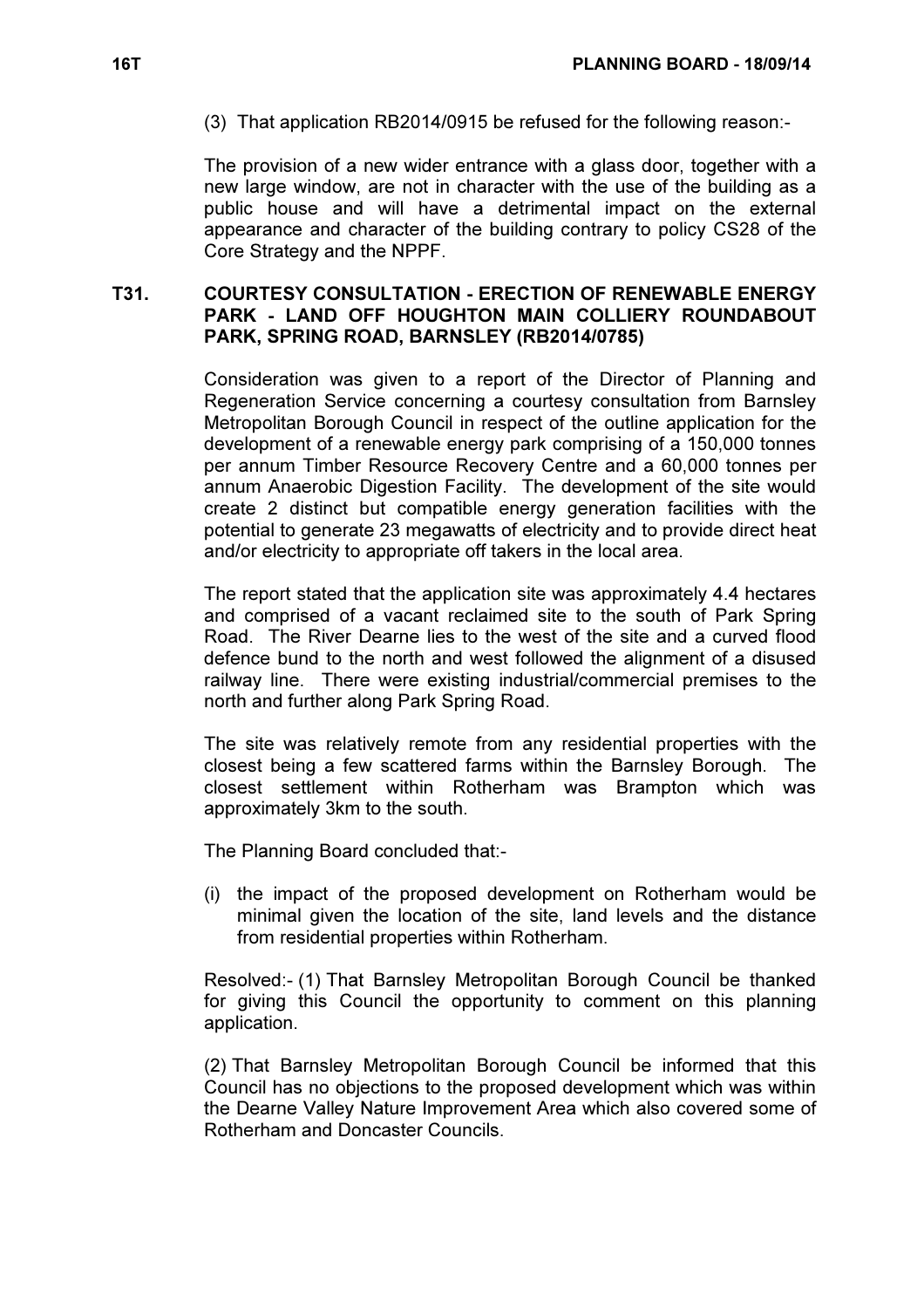(3) That application RB2014/0915 be refused for the following reason:-

The provision of a new wider entrance with a glass door, together with a new large window, are not in character with the use of the building as a public house and will have a detrimental impact on the external appearance and character of the building contrary to policy CS28 of the Core Strategy and the NPPF.

## T31. COURTESY CONSULTATION - ERECTION OF RENEWABLE ENERGY PARK - LAND OFF HOUGHTON MAIN COLLIERY ROUNDABOUT PARK, SPRING ROAD, BARNSLEY (RB2014/0785)

Consideration was given to a report of the Director of Planning and Regeneration Service concerning a courtesy consultation from Barnsley Metropolitan Borough Council in respect of the outline application for the development of a renewable energy park comprising of a 150,000 tonnes per annum Timber Resource Recovery Centre and a 60,000 tonnes per annum Anaerobic Digestion Facility. The development of the site would create 2 distinct but compatible energy generation facilities with the potential to generate 23 megawatts of electricity and to provide direct heat and/or electricity to appropriate off takers in the local area.

The report stated that the application site was approximately 4.4 hectares and comprised of a vacant reclaimed site to the south of Park Spring Road. The River Dearne lies to the west of the site and a curved flood defence bund to the north and west followed the alignment of a disused railway line. There were existing industrial/commercial premises to the north and further along Park Spring Road.

The site was relatively remote from any residential properties with the closest being a few scattered farms within the Barnsley Borough. The closest settlement within Rotherham was Brampton which was approximately 3km to the south.

The Planning Board concluded that:-

(i) the impact of the proposed development on Rotherham would be minimal given the location of the site, land levels and the distance from residential properties within Rotherham.

Resolved:- (1) That Barnsley Metropolitan Borough Council be thanked for giving this Council the opportunity to comment on this planning application.

(2) That Barnsley Metropolitan Borough Council be informed that this Council has no objections to the proposed development which was within the Dearne Valley Nature Improvement Area which also covered some of Rotherham and Doncaster Councils.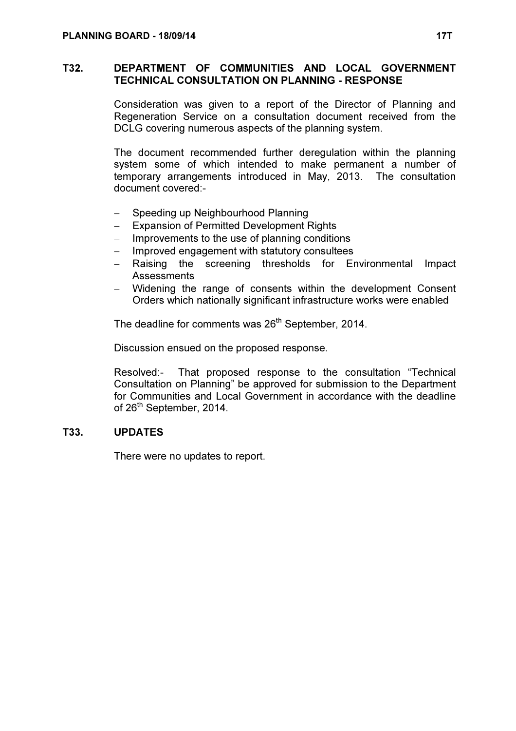## T32. DEPARTMENT OF COMMUNITIES AND LOCAL GOVERNMENT TECHNICAL CONSULTATION ON PLANNING - RESPONSE

Consideration was given to a report of the Director of Planning and Regeneration Service on a consultation document received from the DCLG covering numerous aspects of the planning system.

The document recommended further deregulation within the planning system some of which intended to make permanent a number of temporary arrangements introduced in May, 2013. The consultation document covered:-

- Speeding up Neighbourhood Planning
- Expansion of Permitted Development Rights
- Improvements to the use of planning conditions
- Improved engagement with statutory consultees
- Raising the screening thresholds for Environmental Impact Assessments
- Widening the range of consents within the development Consent Orders which nationally significant infrastructure works were enabled

The deadline for comments was 26th September, 2014.

Discussion ensued on the proposed response.

Resolved:- That proposed response to the consultation "Technical Consultation on Planning" be approved for submission to the Department for Communities and Local Government in accordance with the deadline of 26th September, 2014.

## T33. UPDATES

There were no updates to report.